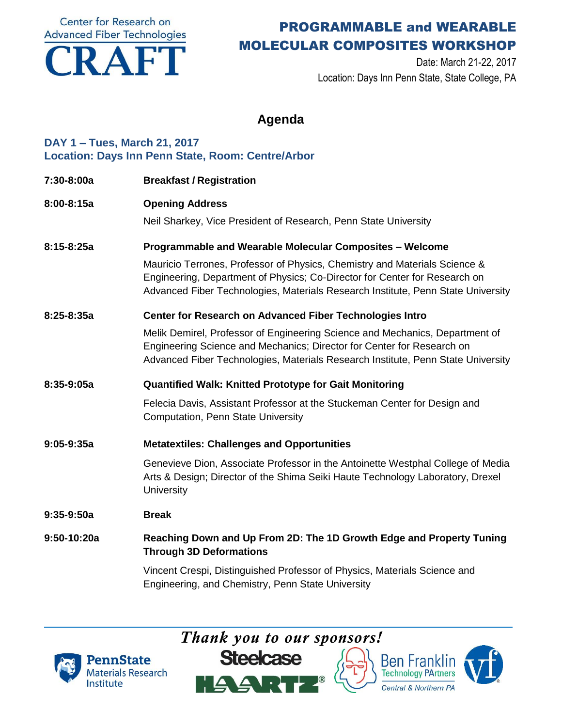Center for Research on Advanced Fiber Technologies

CRAFT

# PROGRAMMABLE and WEARABLE MOLECULAR COMPOSITES WORKSHOP

Date: March 21-22, 2017

Location: Days Inn Penn State, State College, PA

## Agenda

### DAY 1 – Tues, March 21, 2017
### Location: Days Inn Penn State, Room: Centre/Arbor

**7:30-8:00a** **Breakfast / Registration**

**8:00-8:15a** **Opening Address**

Neil Sharkey, Vice President of Research, Penn State University

**8:15-8:25a** **Programmable and Wearable Molecular Composites – Welcome**

Mauricio Terrones, Professor of Physics, Chemistry and Materials Science & Engineering, Department of Physics; Co-Director for Center for Research on Advanced Fiber Technologies, Materials Research Institute, Penn State University

**8:25-8:35a** **Center for Research on Advanced Fiber Technologies Intro**

Melik Demirel, Professor of Engineering Science and Mechanics, Department of Engineering Science and Mechanics; Director for Center for Research on Advanced Fiber Technologies, Materials Research Institute, Penn State University

**8:35-9:05a** **Quantified Walk: Knitted Prototype for Gait Monitoring**

Felecia Davis, Assistant Professor at the Stuckeman Center for Design and Computation, Penn State University

**9:05-9:35a** **Metatextiles: Challenges and Opportunities**

Genevieve Dion, Associate Professor in the Antoinette Westphal College of Media Arts & Design; Director of the Shima Seiki Haute Technology Laboratory, Drexel University

**9:35-9:50a** **Break**

**9:50-10:20a** **Reaching Down and Up From 2D: The 1D Growth Edge and Property Tuning Through 3D Deformations**

Vincent Crespi, Distinguished Professor of Physics, Materials Science and Engineering, and Chemistry, Penn State University

*Thank you to our sponsors!*

PennState Materials Research Institute · Steelcase · HAARTZ® · Ben Franklin Technology PArtners Central & Northern PA · vf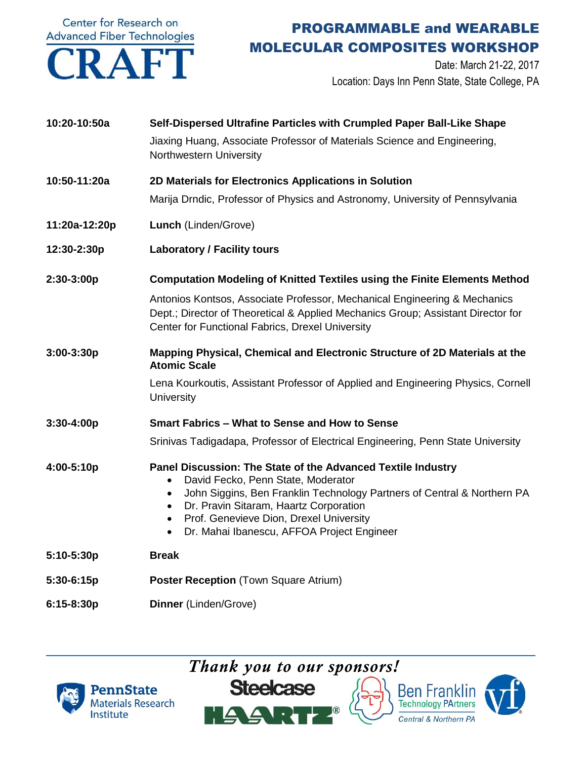Center for Research on Advanced Fiber Technologies

**CRAFT**

# PROGRAMMABLE and WEARABLE MOLECULAR COMPOSITES WORKSHOP

Date: March 21-22, 2017

Location: Days Inn Penn State, State College, PA

| | |
|---|---|
| **10:20-10:50a** | **Self-Dispersed Ultrafine Particles with Crumpled Paper Ball-Like Shape**<br>Jiaxing Huang, Associate Professor of Materials Science and Engineering, Northwestern University |
| **10:50-11:20a** | **2D Materials for Electronics Applications in Solution**<br>Marija Drndic, Professor of Physics and Astronomy, University of Pennsylvania |
| **11:20a-12:20p** | **Lunch** (Linden/Grove) |
| **12:30-2:30p** | **Laboratory / Facility tours** |
| **2:30-3:00p** | **Computation Modeling of Knitted Textiles using the Finite Elements Method**<br>Antonios Kontsos, Associate Professor, Mechanical Engineering & Mechanics Dept.; Director of Theoretical & Applied Mechanics Group; Assistant Director for Center for Functional Fabrics, Drexel University |
| **3:00-3:30p** | **Mapping Physical, Chemical and Electronic Structure of 2D Materials at the Atomic Scale**<br>Lena Kourkoutis, Assistant Professor of Applied and Engineering Physics, Cornell University |
| **3:30-4:00p** | **Smart Fabrics – What to Sense and How to Sense**<br>Srinivas Tadigadapa, Professor of Electrical Engineering, Penn State University |
| **4:00-5:10p** | **Panel Discussion: The State of the Advanced Textile Industry**<br>• David Fecko, Penn State, Moderator<br>• John Siggins, Ben Franklin Technology Partners of Central & Northern PA<br>• Dr. Pravin Sitaram, Haartz Corporation<br>• Prof. Genevieve Dion, Drexel University<br>• Dr. Mahai Ibanescu, AFFOA Project Engineer |
| **5:10-5:30p** | **Break** |
| **5:30-6:15p** | **Poster Reception** (Town Square Atrium) |
| **6:15-8:30p** | **Dinner** (Linden/Grove) |

*Thank you to our sponsors!*

PennState Materials Research Institute · Steelcase · HAARTZ® · Ben Franklin Technology PArtners Central & Northern PA · vf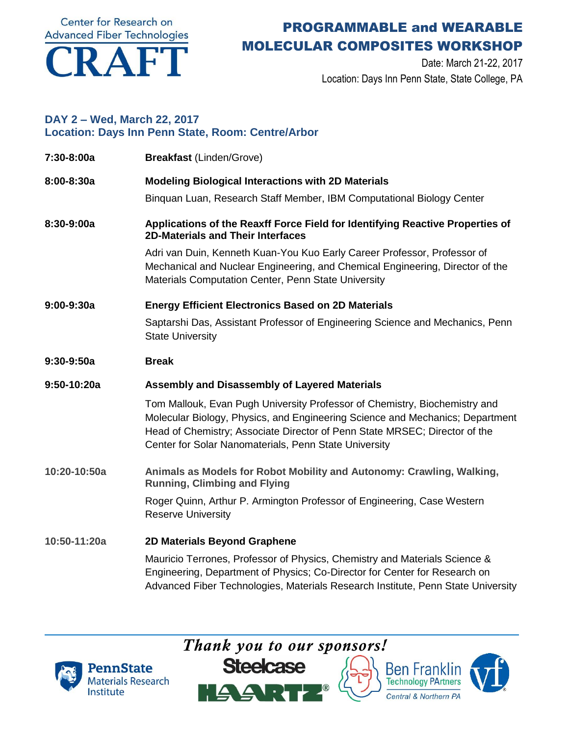Center for Research on Advanced Fiber Technologies

**CRAFT**

# PROGRAMMABLE and WEARABLE MOLECULAR COMPOSITES WORKSHOP

Date: March 21-22, 2017

Location: Days Inn Penn State, State College, PA

## DAY 2 – Wed, March 22, 2017
## Location: Days Inn Penn State, Room: Centre/Arbor

**7:30-8:00a** **Breakfast** (Linden/Grove)

**8:00-8:30a** **Modeling Biological Interactions with 2D Materials**

Binquan Luan, Research Staff Member, IBM Computational Biology Center

**8:30-9:00a** **Applications of the Reaxff Force Field for Identifying Reactive Properties of 2D-Materials and Their Interfaces**

Adri van Duin, Kenneth Kuan-You Kuo Early Career Professor, Professor of Mechanical and Nuclear Engineering, and Chemical Engineering, Director of the Materials Computation Center, Penn State University

**9:00-9:30a** **Energy Efficient Electronics Based on 2D Materials**

Saptarshi Das, Assistant Professor of Engineering Science and Mechanics, Penn State University

**9:30-9:50a** **Break**

**9:50-10:20a** **Assembly and Disassembly of Layered Materials**

Tom Mallouk, Evan Pugh University Professor of Chemistry, Biochemistry and Molecular Biology, Physics, and Engineering Science and Mechanics; Department Head of Chemistry; Associate Director of Penn State MRSEC; Director of the Center for Solar Nanomaterials, Penn State University

**10:20-10:50a** **Animals as Models for Robot Mobility and Autonomy: Crawling, Walking, Running, Climbing and Flying**

Roger Quinn, Arthur P. Armington Professor of Engineering, Case Western Reserve University

**10:50-11:20a** **2D Materials Beyond Graphene**

Mauricio Terrones, Professor of Physics, Chemistry and Materials Science & Engineering, Department of Physics; Co-Director for Center for Research on Advanced Fiber Technologies, Materials Research Institute, Penn State University

*Thank you to our sponsors!*

PennState Materials Research Institute · Steelcase · HAARTZ® · Ben Franklin Technology PArtners Central & Northern PA · vf®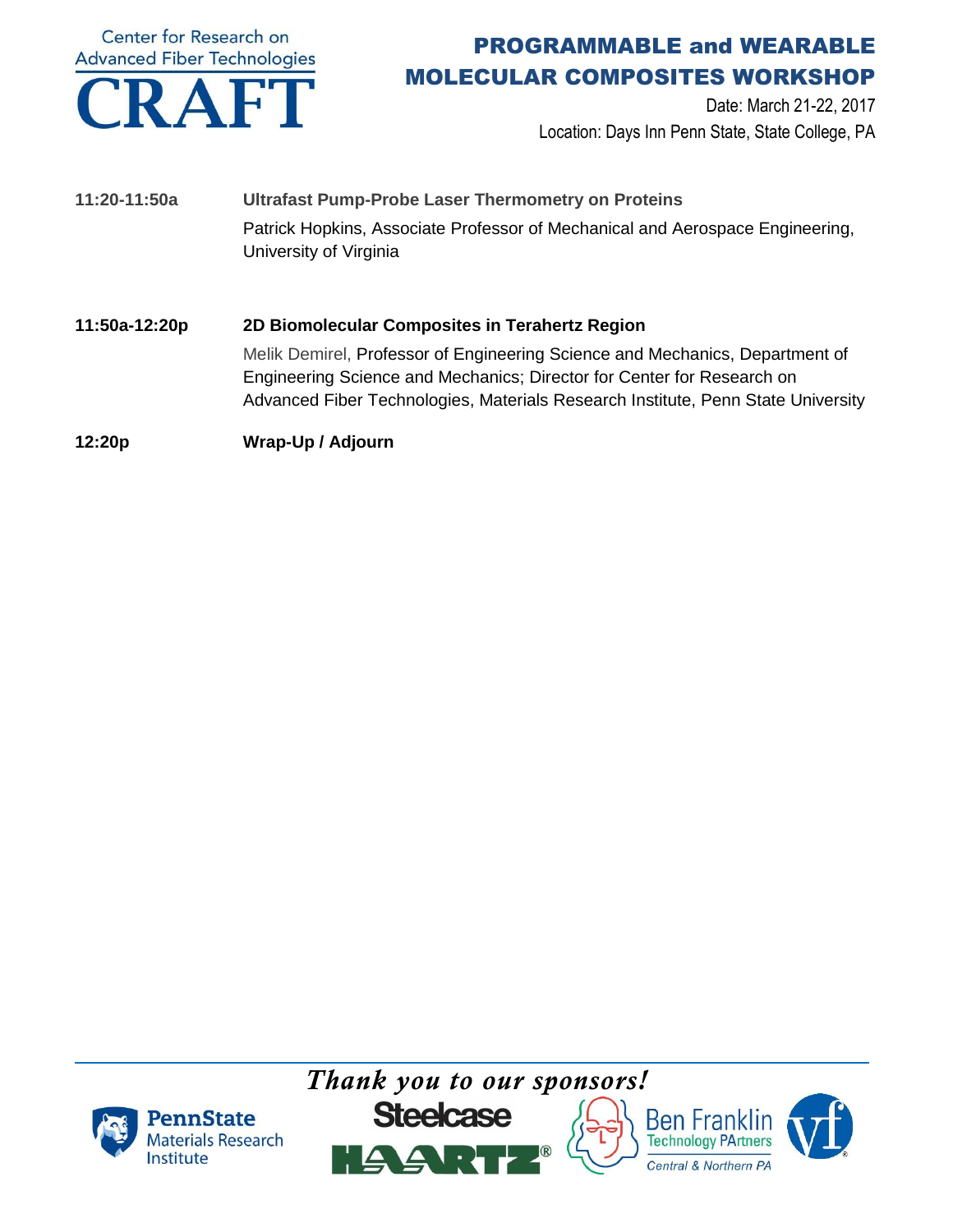Center for Research on Advanced Fiber Technologies

CRAFT

# PROGRAMMABLE and WEARABLE MOLECULAR COMPOSITES WORKSHOP

Date: March 21-22, 2017

Location: Days Inn Penn State, State College, PA

**11:20-11:50a** **Ultrafast Pump-Probe Laser Thermometry on Proteins**

Patrick Hopkins, Associate Professor of Mechanical and Aerospace Engineering, University of Virginia

**11:50a-12:20p** **2D Biomolecular Composites in Terahertz Region**

Melik Demirel, Professor of Engineering Science and Mechanics, Department of Engineering Science and Mechanics; Director for Center for Research on Advanced Fiber Technologies, Materials Research Institute, Penn State University

**12:20p** **Wrap-Up / Adjourn**

*Thank you to our sponsors!*

PennState Materials Research Institute

Steelcase

HAARTZ®

Ben Franklin Technology PArtners Central & Northern PA

vf